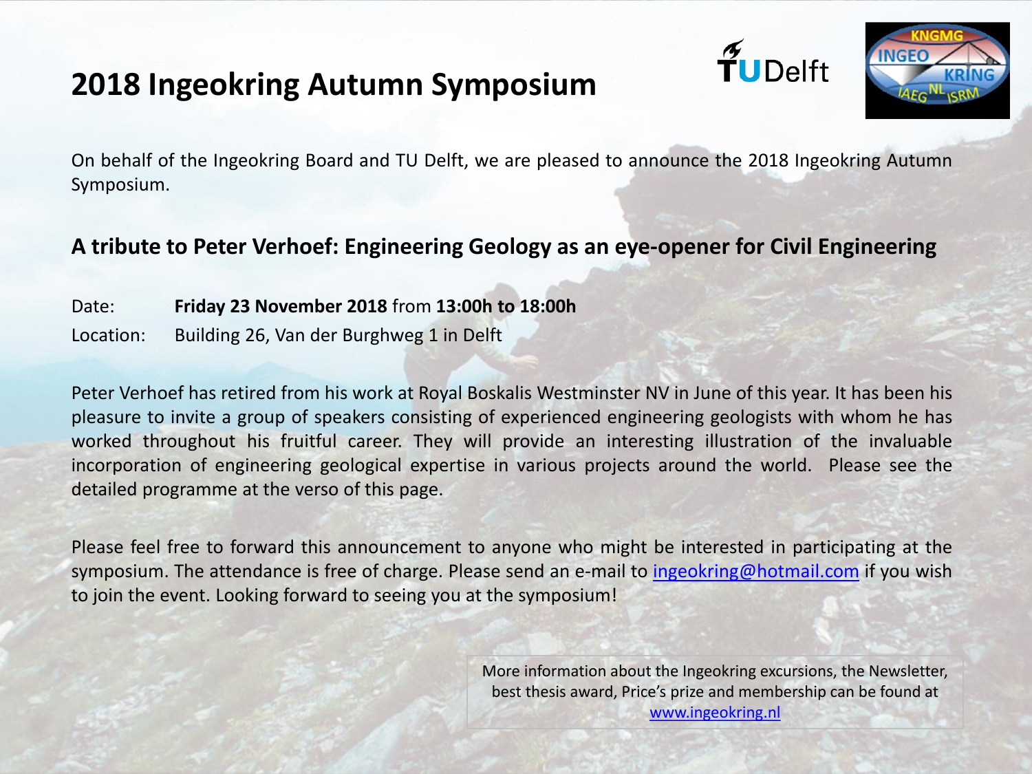# 2018 Ingeokring Autumn Symposium

On behalf of the Ingeokring Board and TU Delft, we are pleased to announce the 2018 Ingeokring Autumn Symposium.

## A tribute to Peter Verhoef: Engineering Geology as an eye-opener for Civil Engineering

Date: **Friday 23 November 2018** from **13:00h to 18:00h**

Location: Building 26, Van der Burghweg 1 in Delft

Peter Verhoef has retired from his work at Royal Boskalis Westminster NV in June of this year. It has been his pleasure to invite a group of speakers consisting of experienced engineering geologists with whom he has worked throughout his fruitful career. They will provide an interesting illustration of the invaluable incorporation of engineering geological expertise in various projects around the world. Please see the detailed programme at the verso of this page.

Please feel free to forward this announcement to anyone who might be interested in participating at the symposium. The attendance is free of charge. Please send an e-mail to ingeokring@hotmail.com if you wish to join the event. Looking forward to seeing you at the symposium!

More information about the Ingeokring excursions, the Newsletter, best thesis award, Price's prize and membership can be found at www.ingeokring.nl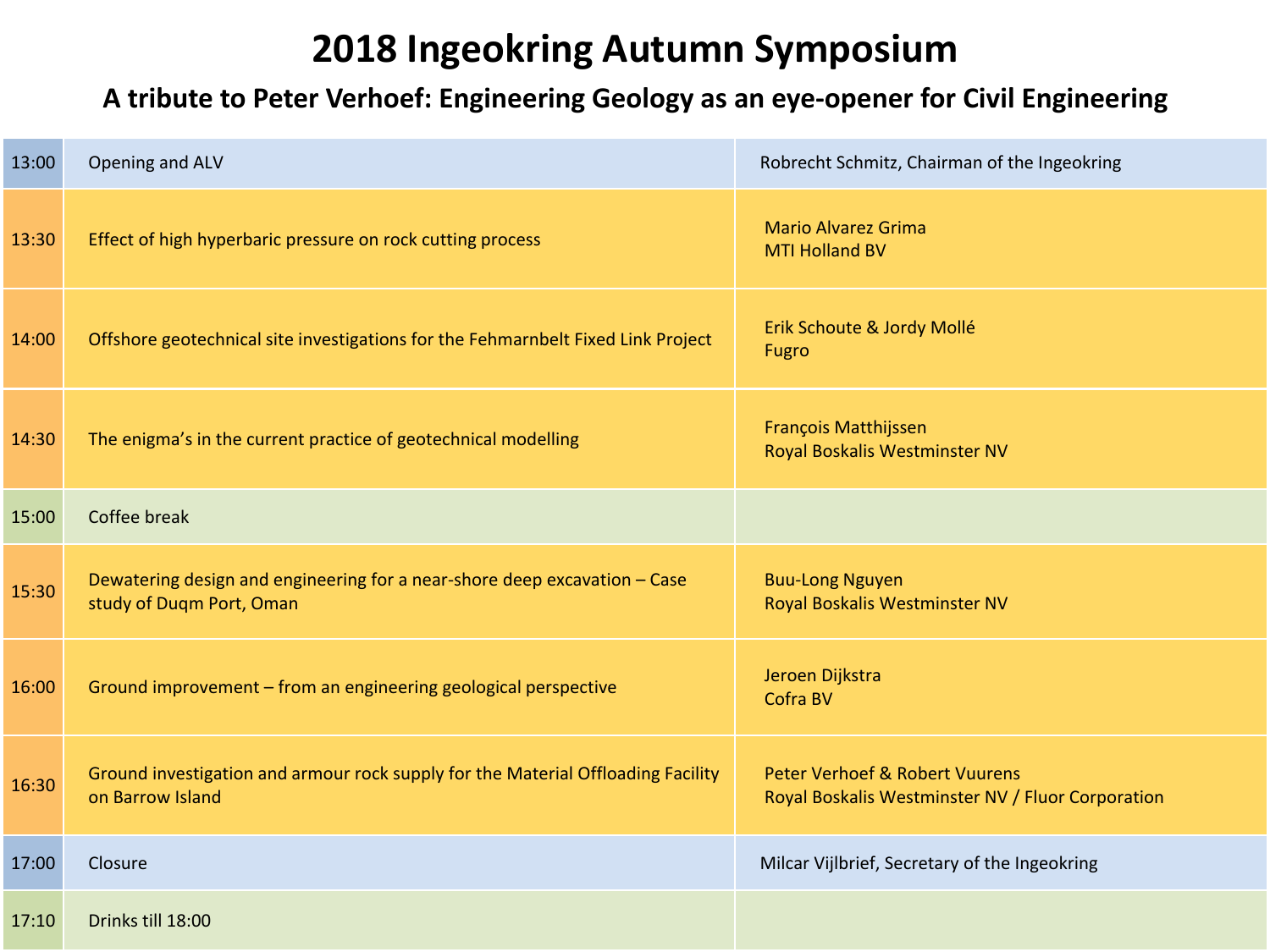# 2018 Ingeokring Autumn Symposium

## A tribute to Peter Verhoef: Engineering Geology as an eye-opener for Civil Engineering

| | | |
|---|---|---|
| 13:00 | Opening and ALV | Robrecht Schmitz, Chairman of the Ingeokring |
| 13:30 | Effect of high hyperbaric pressure on rock cutting process | Mario Alvarez Grima<br>MTI Holland BV |
| 14:00 | Offshore geotechnical site investigations for the Fehmarnbelt Fixed Link Project | Erik Schoute & Jordy Mollé<br>Fugro |
| 14:30 | The enigma's in the current practice of geotechnical modelling | François Matthijssen<br>Royal Boskalis Westminster NV |
| 15:00 | Coffee break | |
| 15:30 | Dewatering design and engineering for a near-shore deep excavation – Case study of Duqm Port, Oman | Buu-Long Nguyen<br>Royal Boskalis Westminster NV |
| 16:00 | Ground improvement – from an engineering geological perspective | Jeroen Dijkstra<br>Cofra BV |
| 16:30 | Ground investigation and armour rock supply for the Material Offloading Facility on Barrow Island | Peter Verhoef & Robert Vuurens<br>Royal Boskalis Westminster NV / Fluor Corporation |
| 17:00 | Closure | Milcar Vijlbrief, Secretary of the Ingeokring |
| 17:10 | Drinks till 18:00 | |